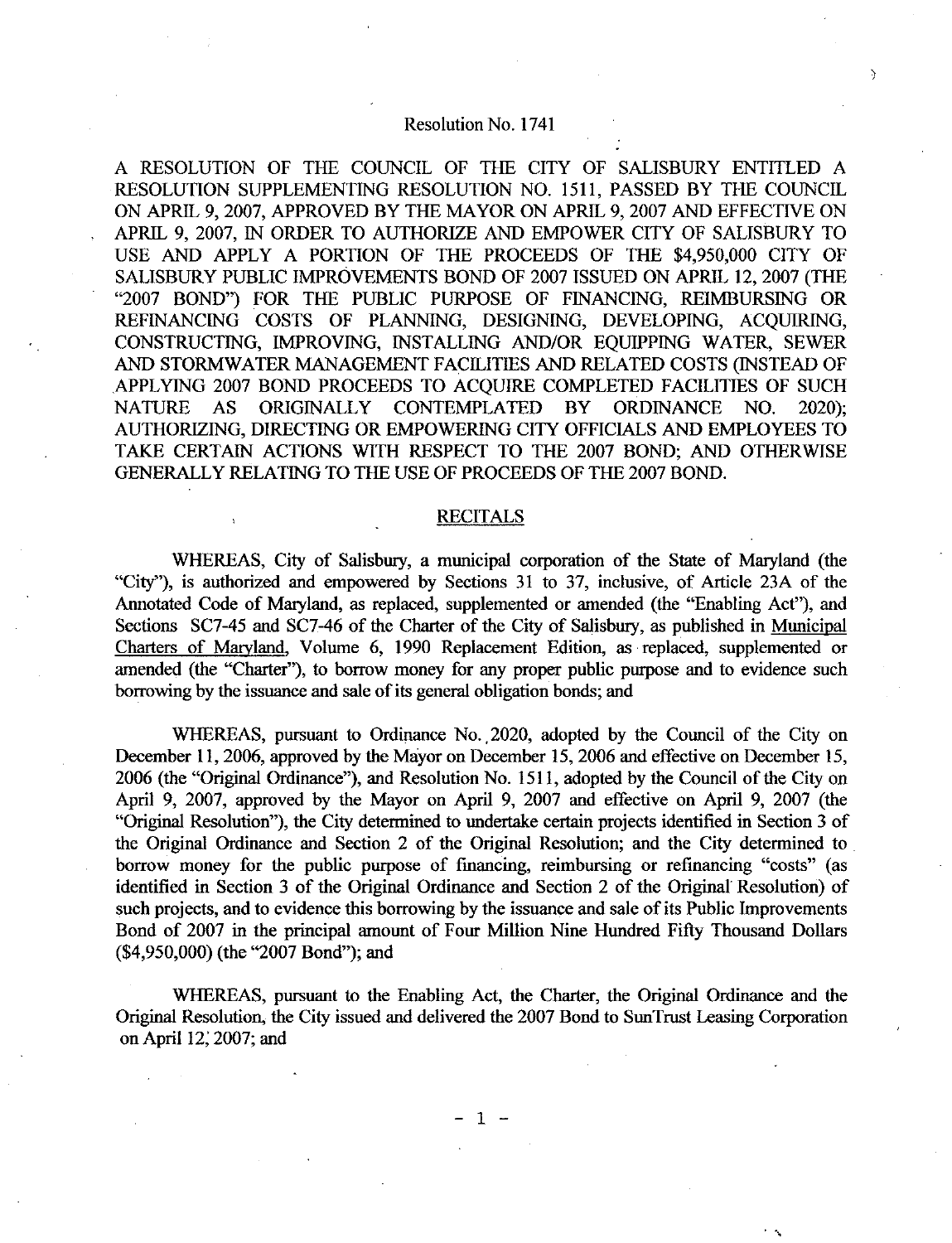# Resolution No. 1741

A RESOLUTION OF THE COUNCIL OF THE CITY OF SALISBURY ENTITLED A RESOLUTION SUPPLEMENTING RESOLUTION NO. 1511, PASSED BY THE COUNCIL ON APRIL 9, 2007, APPROVED BY THE MAYOR ON APRIL 9, 2007 AND EFFECTIVE ON APRIL 9, 2007, IN ORDER TO AUTHORIZE AND EMPOWER CITY OF SALISBURY TO USE AND APPLY A PORTION OF THE PROCEEDS OF THE $4,950,000 CITY OF SALISBURY PUBLIC IMPROVEMENTS BOND OF 2007 ISSUED ON APRIL 12, 2007 (THE "2007 BOND") FOR THE PUBLIC PURPOSE OF FINANCING, REIMBURSING OR REFINANCING COSTS OF PLANNING, DESIGNING, DEVELOPING, ACQUIRING, CONSTRUCTING, IMPROVING, INSTALLING AND/OR EQUIPPING WATER, SEWER AND STORMWATER MANAGEMENT FACILITIES AND RELATED COSTS (INSTEAD OF APPLYING 2007 BOND PROCEEDS TO ACQUIRE COMPLETED FACILITIES OF SUCH NATURE AS ORIGINALLY CONTEMPLATED BY ORDINANCE NO. 2020); AUTHORIZING, DIRECTING OR EMPOWERING CITY OFFICIALS AND EMPLOYEES TO TAKE CERTAIN ACTIONS WITH RESPECT TO THE 2007 BOND; AND OTHERWISE GENERALLY RELATING TO THE USE OF PROCEEDS OF THE 2007 BOND.

## RECITALS

WHEREAS, City of Salisbury, a municipal corporation of the State of Maryland (the "City"), is authorized and empowered by Sections 31 to 37, inclusive, of Article 23A of the Annotated Code of Maryland, as replaced, supplemented or amended (the "Enabling Act"), and Sections SC7-45 and SC7-46 of the Charter of the City of Salisbury, as published in Municipal Charters of Maryland, Volume 6, 1990 Replacement Edition, as replaced, supplemented or amended (the "Charter"), to borrow money for any proper public purpose and to evidence such borrowing by the issuance and sale of its general obligation bonds; and

WHEREAS, pursuant to Ordinance No. 2020, adopted by the Council of the City on December 11, 2006, approved by the Mayor on December 15, 2006 and effective on December 15, 2006 (the "Original Ordinance"), and Resolution No. 1511, adopted by the Council of the City on April 9, 2007, approved by the Mayor on April 9, 2007 and effective on April 9, 2007 (the "Original Resolution"), the City determined to undertake certain projects identified in Section 3 of the Original Ordinance and Section 2 of the Original Resolution; and the City determined to borrow money for the public purpose of financing, reimbursing or refinancing "costs" (as identified in Section 3 of the Original Ordinance and Section 2 of the Original Resolution) of such projects, and to evidence this borrowing by the issuance and sale of its Public Improvements Bond of 2007 in the principal amount of Four Million Nine Hundred Fifty Thousand Dollars ($4,950,000) (the "2007 Bond"); and

WHEREAS, pursuant to the Enabling Act, the Charter, the Original Ordinance and the Original Resolution, the City issued and delivered the 2007 Bond to SunTrust Leasing Corporation on April 12, 2007; and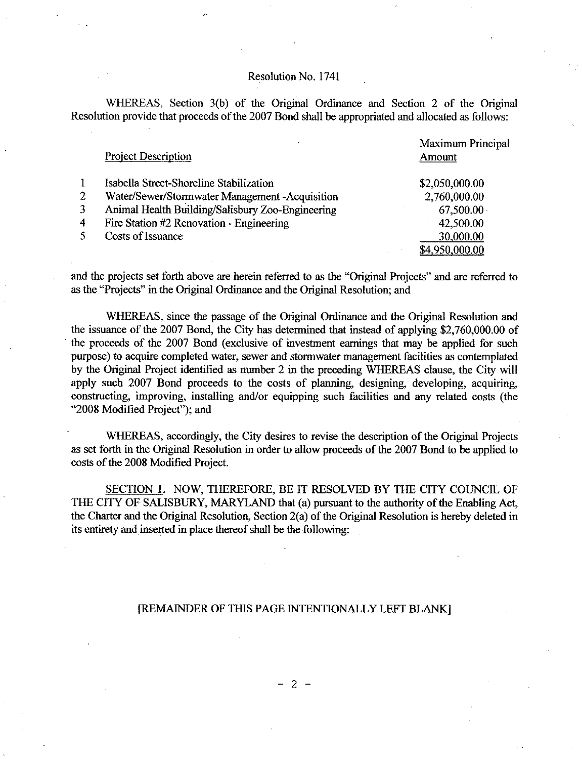Resolution No. 1741

WHEREAS, Section 3(b) of the Original Ordinance and Section 2 of the Original Resolution provide that proceeds of the 2007 Bond shall be appropriated and allocated as follows:

| | Project Description | Maximum Principal Amount |
|---|---|---|
| 1 | Isabella Street-Shoreline Stabilization | $2,050,000.00 |
| 2 | Water/Sewer/Stormwater Management -Acquisition | 2,760,000.00 |
| 3 | Animal Health Building/Salisbury Zoo-Engineering | 67,500.00 |
| 4 | Fire Station #2 Renovation - Engineering | 42,500.00 |
| 5 | Costs of Issuance | 30,000.00 |
| | | $4,950,000.00 |

and the projects set forth above are herein referred to as the "Original Projects" and are referred to as the "Projects" in the Original Ordinance and the Original Resolution; and

WHEREAS, since the passage of the Original Ordinance and the Original Resolution and the issuance of the 2007 Bond, the City has determined that instead of applying $2,760,000.00 of the proceeds of the 2007 Bond (exclusive of investment earnings that may be applied for such purpose) to acquire completed water, sewer and stormwater management facilities as contemplated by the Original Project identified as number 2 in the preceding WHEREAS clause, the City will apply such 2007 Bond proceeds to the costs of planning, designing, developing, acquiring, constructing, improving, installing and/or equipping such facilities and any related costs (the "2008 Modified Project"); and

WHEREAS, accordingly, the City desires to revise the description of the Original Projects as set forth in the Original Resolution in order to allow proceeds of the 2007 Bond to be applied to costs of the 2008 Modified Project.

SECTION 1. NOW, THEREFORE, BE IT RESOLVED BY THE CITY COUNCIL OF THE CITY OF SALISBURY, MARYLAND that (a) pursuant to the authority of the Enabling Act, the Charter and the Original Resolution, Section 2(a) of the Original Resolution is hereby deleted in its entirety and inserted in place thereof shall be the following:

[REMAINDER OF THIS PAGE INTENTIONALLY LEFT BLANK]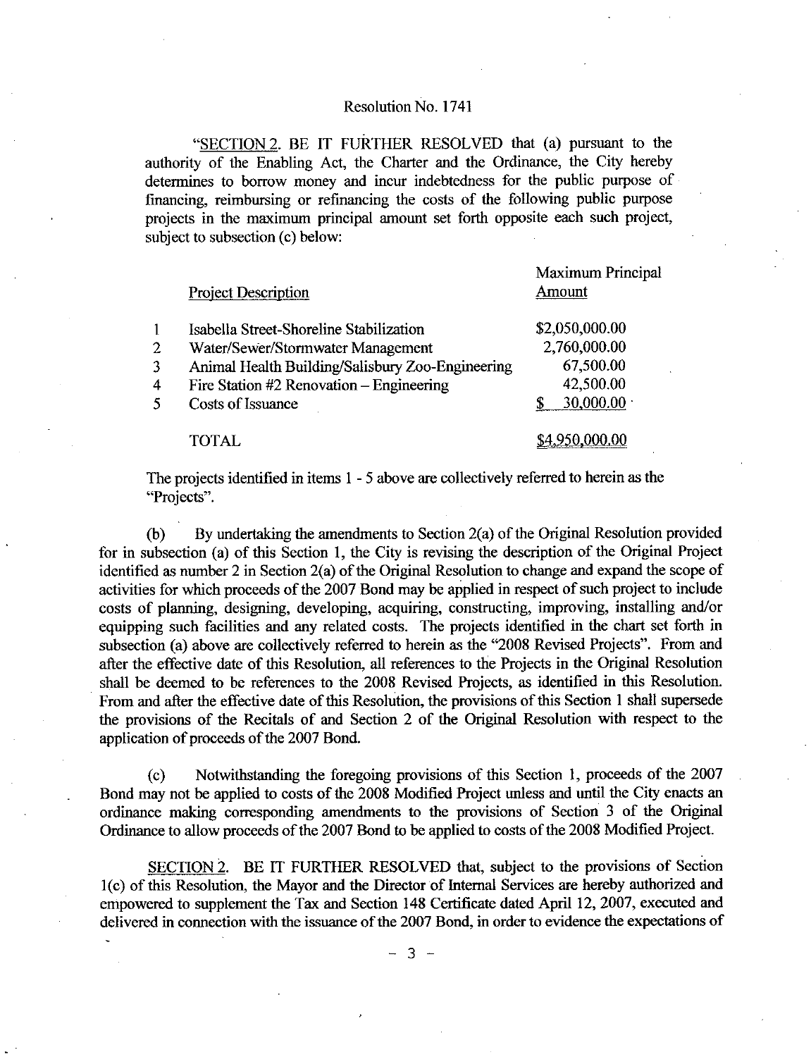Resolution No. 1741

"SECTION 2. BE IT FURTHER RESOLVED that (a) pursuant to the authority of the Enabling Act, the Charter and the Ordinance, the City hereby determines to borrow money and incur indebtedness for the public purpose of financing, reimbursing or refinancing the costs of the following public purpose projects in the maximum principal amount set forth opposite each such project, subject to subsection (c) below:

| | Project Description | Maximum Principal Amount |
|---|---|---|
| 1 | Isabella Street-Shoreline Stabilization | $2,050,000.00 |
| 2 | Water/Sewer/Stormwater Management | 2,760,000.00 |
| 3 | Animal Health Building/Salisbury Zoo-Engineering | 67,500.00 |
| 4 | Fire Station #2 Renovation – Engineering | 42,500.00 |
| 5 | Costs of Issuance | $ 30,000.00 |
| | TOTAL | $4,950,000.00 |

The projects identified in items 1 - 5 above are collectively referred to herein as the "Projects".

(b) By undertaking the amendments to Section 2(a) of the Original Resolution provided for in subsection (a) of this Section 1, the City is revising the description of the Original Project identified as number 2 in Section 2(a) of the Original Resolution to change and expand the scope of activities for which proceeds of the 2007 Bond may be applied in respect of such project to include costs of planning, designing, developing, acquiring, constructing, improving, installing and/or equipping such facilities and any related costs. The projects identified in the chart set forth in subsection (a) above are collectively referred to herein as the "2008 Revised Projects". From and after the effective date of this Resolution, all references to the Projects in the Original Resolution shall be deemed to be references to the 2008 Revised Projects, as identified in this Resolution. From and after the effective date of this Resolution, the provisions of this Section 1 shall supersede the provisions of the Recitals of and Section 2 of the Original Resolution with respect to the application of proceeds of the 2007 Bond.

(c) Notwithstanding the foregoing provisions of this Section 1, proceeds of the 2007 Bond may not be applied to costs of the 2008 Modified Project unless and until the City enacts an ordinance making corresponding amendments to the provisions of Section 3 of the Original Ordinance to allow proceeds of the 2007 Bond to be applied to costs of the 2008 Modified Project.

SECTION 2. BE IT FURTHER RESOLVED that, subject to the provisions of Section 1(c) of this Resolution, the Mayor and the Director of Internal Services are hereby authorized and empowered to supplement the Tax and Section 148 Certificate dated April 12, 2007, executed and delivered in connection with the issuance of the 2007 Bond, in order to evidence the expectations of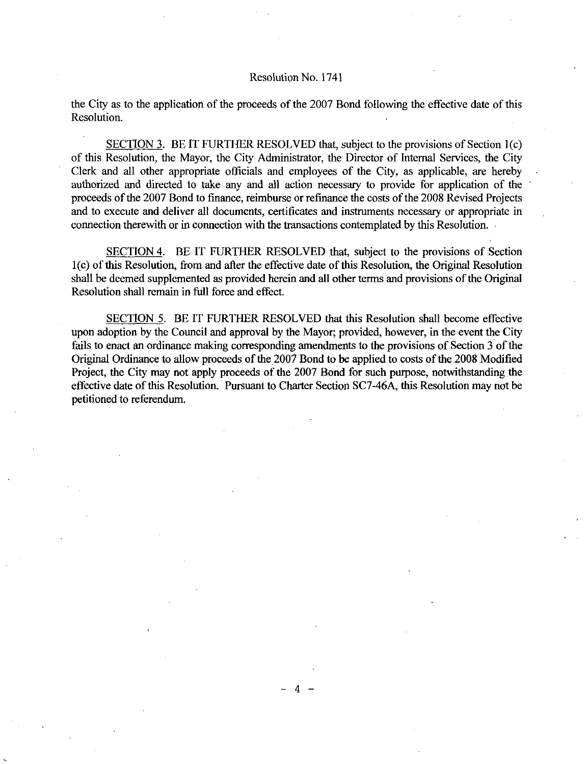the City as to the application of the proceeds of the 2007 Bond following the effective date of this Resolution.

<u>SECTION 3</u>. BE IT FURTHER RESOLVED that, subject to the provisions of Section 1(c) of this Resolution, the Mayor, the City Administrator, the Director of Internal Services, the City Clerk and all other appropriate officials and employees of the City, as applicable, are hereby authorized and directed to take any and all action necessary to provide for application of the proceeds of the 2007 Bond to finance, reimburse or refinance the costs of the 2008 Revised Projects and to execute and deliver all documents, certificates and instruments necessary or appropriate in connection therewith or in connection with the transactions contemplated by this Resolution.

<u>SECTION 4</u>. BE IT FURTHER RESOLVED that, subject to the provisions of Section 1(c) of this Resolution, from and after the effective date of this Resolution, the Original Resolution shall be deemed supplemented as provided herein and all other terms and provisions of the Original Resolution shall remain in full force and effect.

<u>SECTION 5</u>. BE IT FURTHER RESOLVED that this Resolution shall become effective upon adoption by the Council and approval by the Mayor; provided, however, in the event the City fails to enact an ordinance making corresponding amendments to the provisions of Section 3 of the Original Ordinance to allow proceeds of the 2007 Bond to be applied to costs of the 2008 Modified Project, the City may not apply proceeds of the 2007 Bond for such purpose, notwithstanding the effective date of this Resolution. Pursuant to Charter Section SC7-46A, this Resolution may not be petitioned to referendum.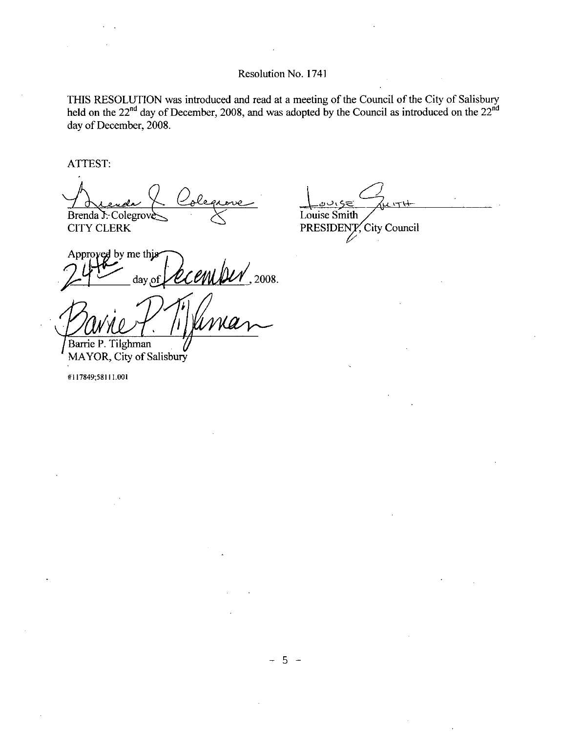Resolution No. 1741

THIS RESOLUTION was introduced and read at a meeting of the Council of the City of Salisbury held on the 22nd day of December, 2008, and was adopted by the Council as introduced on the 22nd day of December, 2008.

ATTEST:

Brenda J. Colegrove
CITY CLERK

Louise Smith
PRESIDENT, City Council

Approved by me this 24th day of December, 2008.

Barrie P. Tilghman
MAYOR, City of Salisbury

#117849;58111.001